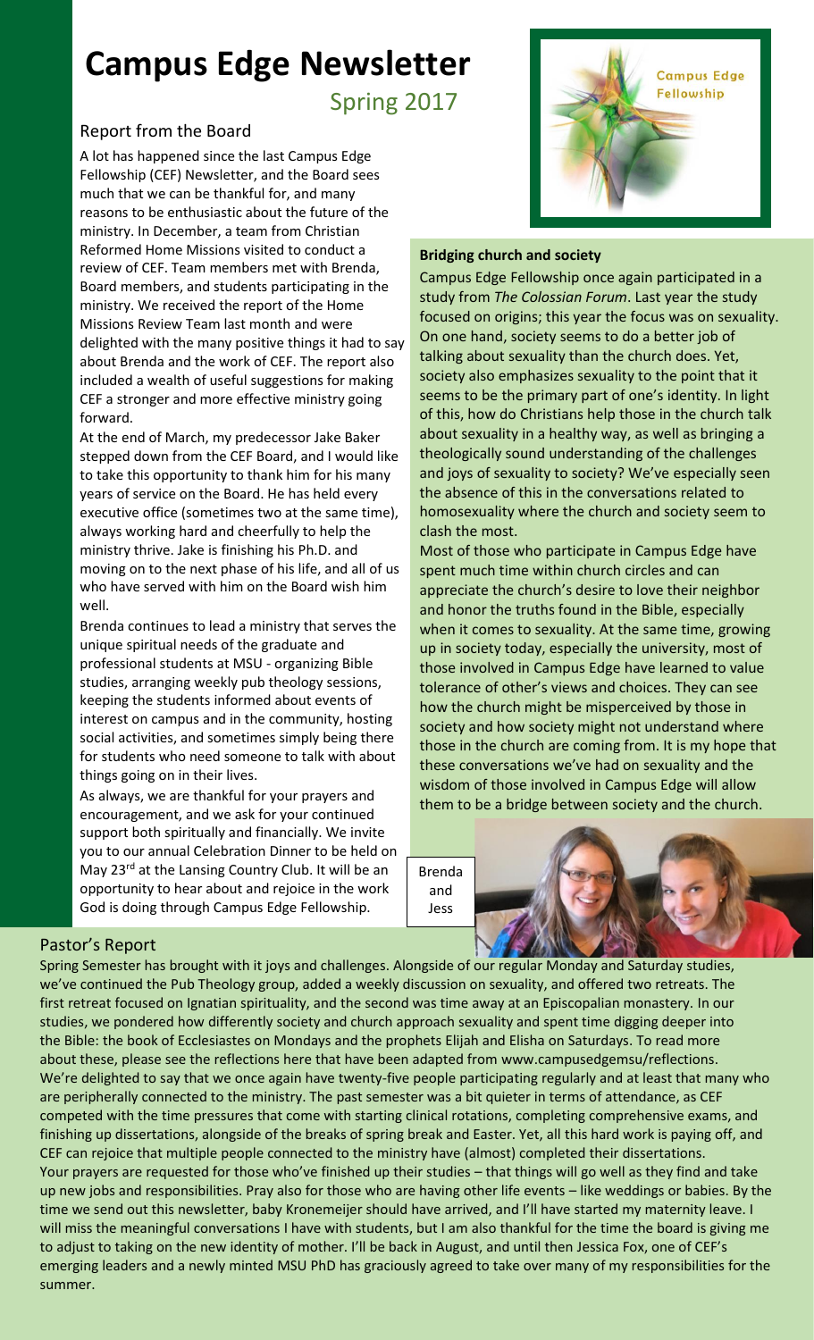# Campus Edge Newsletter

## Spring 2017

### Report from the Board

A lot has happened since the last Campus Edge Fellowship (CEF) Newsletter, and the Board sees much that we can be thankful for, and many reasons to be enthusiastic about the future of the ministry. In December, a team from Christian Reformed Home Missions visited to conduct a review of CEF. Team members met with Brenda, Board members, and students participating in the ministry. We received the report of the Home Missions Review Team last month and were delighted with the many positive things it had to say about Brenda and the work of CEF. The report also included a wealth of useful suggestions for making CEF a stronger and more effective ministry going forward.

At the end of March, my predecessor Jake Baker stepped down from the CEF Board, and I would like to take this opportunity to thank him for his many years of service on the Board. He has held every executive office (sometimes two at the same time), always working hard and cheerfully to help the ministry thrive. Jake is finishing his Ph.D. and moving on to the next phase of his life, and all of us who have served with him on the Board wish him well.

Brenda continues to lead a ministry that serves the unique spiritual needs of the graduate and professional students at MSU - organizing Bible studies, arranging weekly pub theology sessions, keeping the students informed about events of interest on campus and in the community, hosting social activities, and sometimes simply being there for students who need someone to talk with about things going on in their lives.

As always, we are thankful for your prayers and encouragement, and we ask for your continued support both spiritually and financially. We invite you to our annual Celebration Dinner to be held on May 23rd at the Lansing Country Club. It will be an opportunity to hear about and rejoice in the work God is doing through Campus Edge Fellowship.

Campus Edge Fellowship

**Bridging church and society**

Campus Edge Fellowship once again participated in a study from *The Colossian Forum*. Last year the study focused on origins; this year the focus was on sexuality. On one hand, society seems to do a better job of talking about sexuality than the church does. Yet, society also emphasizes sexuality to the point that it seems to be the primary part of one's identity. In light of this, how do Christians help those in the church talk about sexuality in a healthy way, as well as bringing a theologically sound understanding of the challenges and joys of sexuality to society? We've especially seen the absence of this in the conversations related to homosexuality where the church and society seem to clash the most.

Most of those who participate in Campus Edge have spent much time within church circles and can appreciate the church's desire to love their neighbor and honor the truths found in the Bible, especially when it comes to sexuality. At the same time, growing up in society today, especially the university, most of those involved in Campus Edge have learned to value tolerance of other's views and choices. They can see how the church might be misperceived by those in society and how society might not understand where those in the church are coming from. It is my hope that these conversations we've had on sexuality and the wisdom of those involved in Campus Edge will allow them to be a bridge between society and the church.

Brenda and Jess

### Pastor's Report

Spring Semester has brought with it joys and challenges. Alongside of our regular Monday and Saturday studies, we've continued the Pub Theology group, added a weekly discussion on sexuality, and offered two retreats. The first retreat focused on Ignatian spirituality, and the second was time away at an Episcopalian monastery. In our studies, we pondered how differently society and church approach sexuality and spent time digging deeper into the Bible: the book of Ecclesiastes on Mondays and the prophets Elijah and Elisha on Saturdays. To read more about these, please see the reflections here that have been adapted from www.campusedgemsu/reflections.

We're delighted to say that we once again have twenty-five people participating regularly and at least that many who are peripherally connected to the ministry. The past semester was a bit quieter in terms of attendance, as CEF competed with the time pressures that come with starting clinical rotations, completing comprehensive exams, and finishing up dissertations, alongside of the breaks of spring break and Easter. Yet, all this hard work is paying off, and CEF can rejoice that multiple people connected to the ministry have (almost) completed their dissertations.

Your prayers are requested for those who've finished up their studies – that things will go well as they find and take up new jobs and responsibilities. Pray also for those who are having other life events – like weddings or babies. By the time we send out this newsletter, baby Kronemeijer should have arrived, and I'll have started my maternity leave. I will miss the meaningful conversations I have with students, but I am also thankful for the time the board is giving me to adjust to taking on the new identity of mother. I'll be back in August, and until then Jessica Fox, one of CEF's emerging leaders and a newly minted MSU PhD has graciously agreed to take over many of my responsibilities for the summer.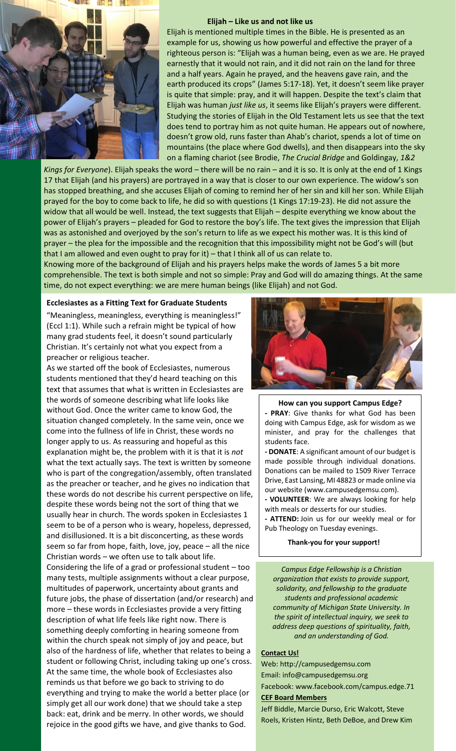### Elijah – Like us and not like us

Elijah is mentioned multiple times in the Bible. He is presented as an example for us, showing us how powerful and effective the prayer of a righteous person is: "Elijah was a human being, even as we are. He prayed earnestly that it would not rain, and it did not rain on the land for three and a half years. Again he prayed, and the heavens gave rain, and the earth produced its crops" (James 5:17-18). Yet, it doesn't seem like prayer is quite that simple: pray, and it will happen. Despite the text's claim that Elijah was human *just like us*, it seems like Elijah's prayers were different. Studying the stories of Elijah in the Old Testament lets us see that the text does tend to portray him as not quite human. He appears out of nowhere, doesn't grow old, runs faster than Ahab's chariot, spends a lot of time on mountains (the place where God dwells), and then disappears into the sky on a flaming chariot (see Brodie, *The Crucial Bridge* and Goldingay, *1&2 Kings for Everyone*). Elijah speaks the word – there will be no rain – and it is so. It is only at the end of 1 Kings 17 that Elijah (and his prayers) are portrayed in a way that is closer to our own experience. The widow's son has stopped breathing, and she accuses Elijah of coming to remind her of her sin and kill her son. While Elijah prayed for the boy to come back to life, he did so with questions (1 Kings 17:19-23). He did not assure the widow that all would be well. Instead, the text suggests that Elijah – despite everything we know about the power of Elijah's prayers – pleaded for God to restore the boy's life. The text gives the impression that Elijah was as astonished and overjoyed by the son's return to life as we expect his mother was. It is this kind of prayer – the plea for the impossible and the recognition that this impossibility might not be God's will (but that I am allowed and even ought to pray for it) – that I think all of us can relate to.

Knowing more of the background of Elijah and his prayers helps make the words of James 5 a bit more comprehensible. The text is both simple and not so simple: Pray and God will do amazing things. At the same time, do not expect everything: we are mere human beings (like Elijah) and not God.

### Ecclesiastes as a Fitting Text for Graduate Students

"Meaningless, meaningless, everything is meaningless!" (Eccl 1:1). While such a refrain might be typical of how many grad students feel, it doesn't sound particularly Christian. It's certainly not what you expect from a preacher or religious teacher.

As we started off the book of Ecclesiastes, numerous students mentioned that they'd heard teaching on this text that assumes that what is written in Ecclesiastes are the words of someone describing what life looks like without God. Once the writer came to know God, the situation changed completely. In the same vein, once we come into the fullness of life in Christ, these words no longer apply to us. As reassuring and hopeful as this explanation might be, the problem with it is that it is *not* what the text actually says. The text is written by someone who is part of the congregation/assembly, often translated as the preacher or teacher, and he gives no indication that these words do not describe his current perspective on life, despite these words being not the sort of thing that we usually hear in church. The words spoken in Ecclesiastes 1 seem to be of a person who is weary, hopeless, depressed, and disillusioned. It is a bit disconcerting, as these words seem so far from hope, faith, love, joy, peace – all the nice Christian words – we often use to talk about life.

Considering the life of a grad or professional student – too many tests, multiple assignments without a clear purpose, multitudes of paperwork, uncertainty about grants and future jobs, the phase of dissertation (and/or research) and more – these words in Ecclesiastes provide a very fitting description of what life feels like right now. There is something deeply comforting in hearing someone from within the church speak not simply of joy and peace, but also of the hardness of life, whether that relates to being a student or following Christ, including taking up one's cross. At the same time, the whole book of Ecclesiastes also reminds us that before we go back to striving to do everything and trying to make the world a better place (or simply get all our work done) that we should take a step back: eat, drink and be merry. In other words, we should rejoice in the good gifts we have, and give thanks to God.

**How can you support Campus Edge?**

- **PRAY**: Give thanks for what God has been doing with Campus Edge, ask for wisdom as we minister, and pray for the challenges that students face.
- **DONATE**: A significant amount of our budget is made possible through individual donations. Donations can be mailed to 1509 River Terrace Drive, East Lansing, MI 48823 or made online via our website (www.campusedgemsu.com).
- **VOLUNTEER**: We are always looking for help with meals or desserts for our studies.
- **ATTEND:** Join us for our weekly meal or for Pub Theology on Tuesday evenings.

**Thank-you for your support!**

*Campus Edge Fellowship is a Christian organization that exists to provide support, solidarity, and fellowship to the graduate students and professional academic community of Michigan State University. In the spirit of intellectual inquiry, we seek to address deep questions of spirituality, faith, and an understanding of God.*

**Contact Us!**

Web: http://campusedgemsu.com
Email: info@campusedgemsu.org
Facebook: www.facebook.com/campus.edge.71

**CEF Board Members**

Jeff Biddle, Marcie Durso, Eric Walcott, Steve Roels, Kristen Hintz, Beth DeBoe, and Drew Kim